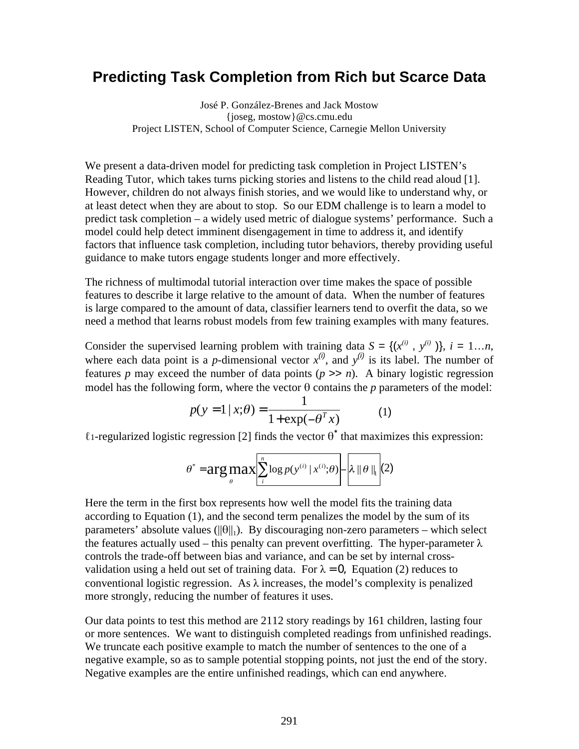# Predicting Task Completion from Rich but Scarce Data

José P. González-Brenes and Jack Mostow
{joseg, mostow}@cs.cmu.edu
Project LISTEN, School of Computer Science, Carnegie Mellon University

We present a data-driven model for predicting task completion in Project LISTEN's Reading Tutor, which takes turns picking stories and listens to the child read aloud [1]. However, children do not always finish stories, and we would like to understand why, or at least detect when they are about to stop. So our EDM challenge is to learn a model to predict task completion – a widely used metric of dialogue systems' performance. Such a model could help detect imminent disengagement in time to address it, and identify factors that influence task completion, including tutor behaviors, thereby providing useful guidance to make tutors engage students longer and more effectively.

The richness of multimodal tutorial interaction over time makes the space of possible features to describe it large relative to the amount of data. When the number of features is large compared to the amount of data, classifier learners tend to overfit the data, so we need a method that learns robust models from few training examples with many features.

Consider the supervised learning problem with training data $S = \{(x^{(i)}, y^{(i)})\}$, $i = 1 \ldots n$, where each data point is a $p$-dimensional vector $x^{(i)}$, and $y^{(i)}$ is its label. The number of features $p$ may exceed the number of data points ($p >> n$). A binary logistic regression model has the following form, where the vector $\theta$ contains the $p$ parameters of the model:

$$p(y = 1 \mid x; \theta) = \frac{1}{1 + \exp(-\theta^T x)} \qquad (1)$$

$\ell_1$-regularized logistic regression [2] finds the vector $\theta^*$ that maximizes this expression:

$$\theta^* = \arg\max_{\theta} \boxed{\sum_{i}^{n} \log p(y^{(i)} \mid x^{(i)}; \theta)} - \boxed{\lambda \|\theta\|_1} \qquad (2)$$

Here the term in the first box represents how well the model fits the training data according to Equation (1), and the second term penalizes the model by the sum of its parameters' absolute values ($\|\theta\|_1$). By discouraging non-zero parameters – which select the features actually used – this penalty can prevent overfitting. The hyper-parameter $\lambda$ controls the trade-off between bias and variance, and can be set by internal cross-validation using a held out set of training data. For $\lambda = 0$, Equation (2) reduces to conventional logistic regression. As $\lambda$ increases, the model's complexity is penalized more strongly, reducing the number of features it uses.

Our data points to test this method are 2112 story readings by 161 children, lasting four or more sentences. We want to distinguish completed readings from unfinished readings. We truncate each positive example to match the number of sentences to the one of a negative example, so as to sample potential stopping points, not just the end of the story. Negative examples are the entire unfinished readings, which can end anywhere.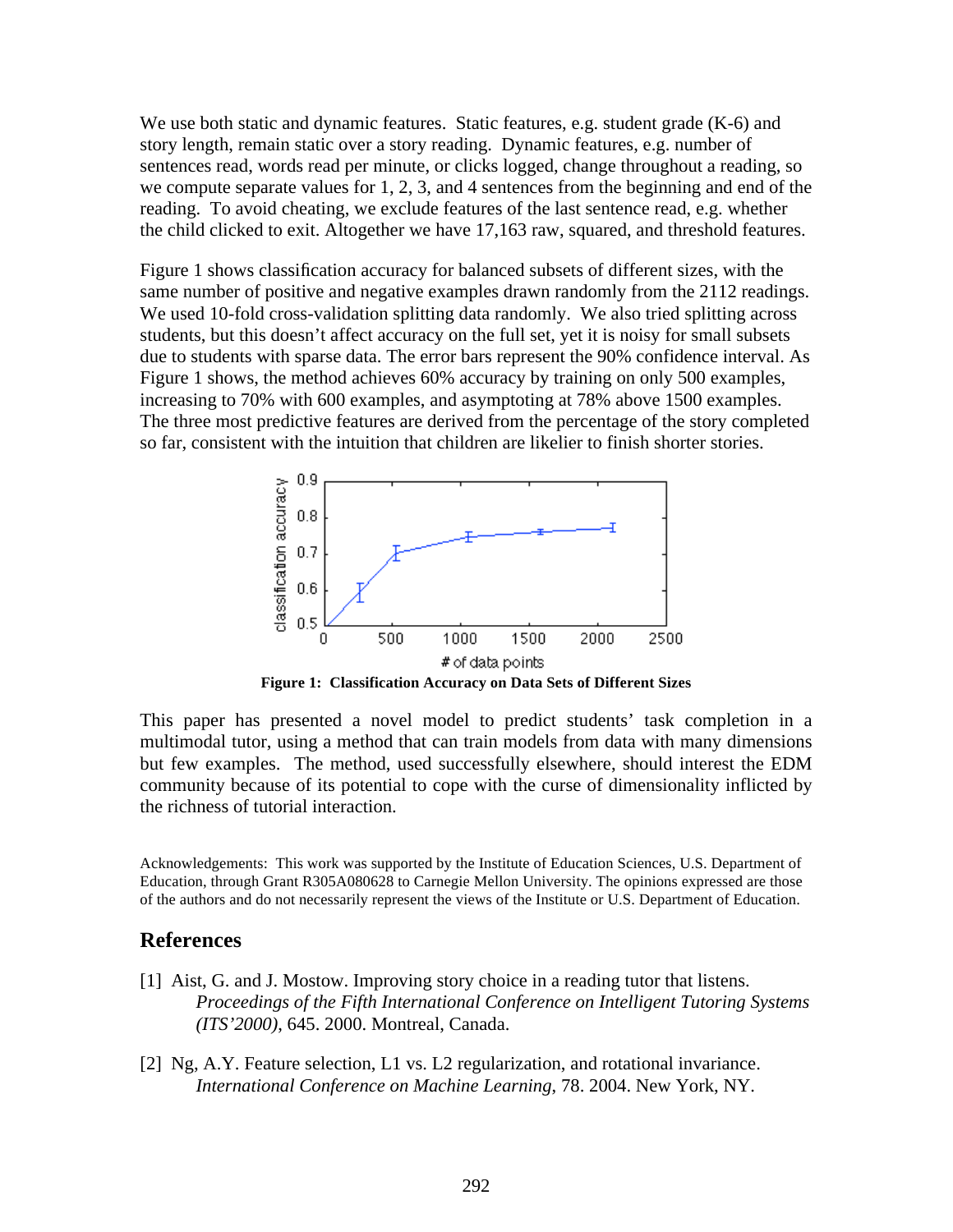We use both static and dynamic features. Static features, e.g. student grade (K-6) and story length, remain static over a story reading. Dynamic features, e.g. number of sentences read, words read per minute, or clicks logged, change throughout a reading, so we compute separate values for 1, 2, 3, and 4 sentences from the beginning and end of the reading. To avoid cheating, we exclude features of the last sentence read, e.g. whether the child clicked to exit. Altogether we have 17,163 raw, squared, and threshold features.

Figure 1 shows classification accuracy for balanced subsets of different sizes, with the same number of positive and negative examples drawn randomly from the 2112 readings. We used 10-fold cross-validation splitting data randomly. We also tried splitting across students, but this doesn't affect accuracy on the full set, yet it is noisy for small subsets due to students with sparse data. The error bars represent the 90% confidence interval. As Figure 1 shows, the method achieves 60% accuracy by training on only 500 examples, increasing to 70% with 600 examples, and asymptoting at 78% above 1500 examples. The three most predictive features are derived from the percentage of the story completed so far, consistent with the intuition that children are likelier to finish shorter stories.

classification accuracy

0.9
0.8
0.7
0.6
0.5

0
500
1000
1500
2000
2500

# of data points

**Figure 1: Classification Accuracy on Data Sets of Different Sizes**

This paper has presented a novel model to predict students' task completion in a multimodal tutor, using a method that can train models from data with many dimensions but few examples. The method, used successfully elsewhere, should interest the EDM community because of its potential to cope with the curse of dimensionality inflicted by the richness of tutorial interaction.

Acknowledgements: This work was supported by the Institute of Education Sciences, U.S. Department of Education, through Grant R305A080628 to Carnegie Mellon University. The opinions expressed are those of the authors and do not necessarily represent the views of the Institute or U.S. Department of Education.

## References

[1] Aist, G. and J. Mostow. Improving story choice in a reading tutor that listens. *Proceedings of the Fifth International Conference on Intelligent Tutoring Systems (ITS'2000)*, 645. 2000. Montreal, Canada.

[2] Ng, A.Y. Feature selection, L1 vs. L2 regularization, and rotational invariance. *International Conference on Machine Learning*, 78. 2004. New York, NY.